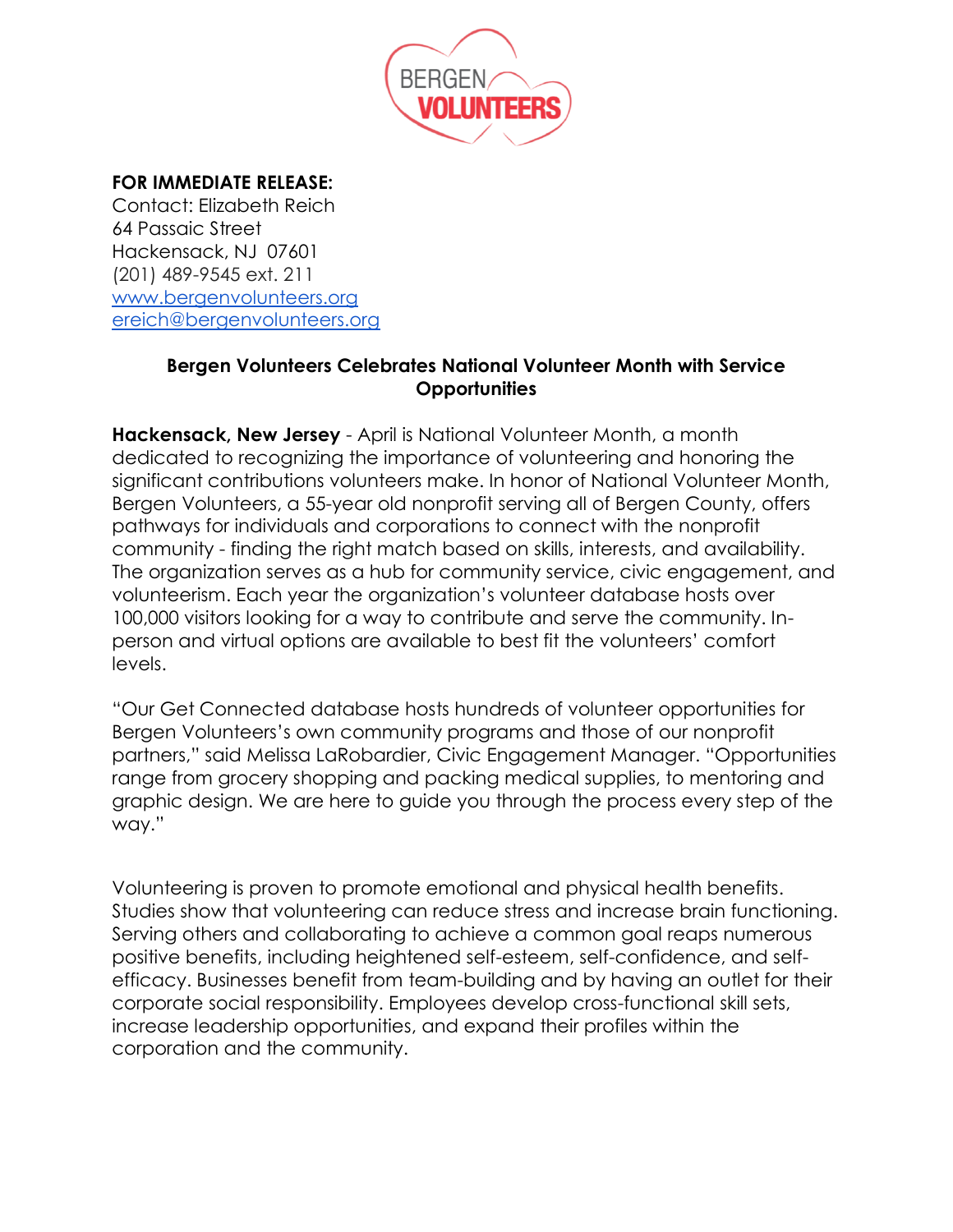**FOR IMMEDIATE RELEASE:**
Contact: Elizabeth Reich
64 Passaic Street
Hackensack, NJ 07601
(201) 489-9545 ext. 211
www.bergenvolunteers.org
ereich@bergenvolunteers.org

## Bergen Volunteers Celebrates National Volunteer Month with Service Opportunities

**Hackensack, New Jersey** - April is National Volunteer Month, a month dedicated to recognizing the importance of volunteering and honoring the significant contributions volunteers make. In honor of National Volunteer Month, Bergen Volunteers, a 55-year old nonprofit serving all of Bergen County, offers pathways for individuals and corporations to connect with the nonprofit community - finding the right match based on skills, interests, and availability. The organization serves as a hub for community service, civic engagement, and volunteerism. Each year the organization's volunteer database hosts over 100,000 visitors looking for a way to contribute and serve the community. In-person and virtual options are available to best fit the volunteers' comfort levels.

"Our Get Connected database hosts hundreds of volunteer opportunities for Bergen Volunteers's own community programs and those of our nonprofit partners," said Melissa LaRobardier, Civic Engagement Manager. "Opportunities range from grocery shopping and packing medical supplies, to mentoring and graphic design. We are here to guide you through the process every step of the way."

Volunteering is proven to promote emotional and physical health benefits. Studies show that volunteering can reduce stress and increase brain functioning. Serving others and collaborating to achieve a common goal reaps numerous positive benefits, including heightened self-esteem, self-confidence, and self-efficacy. Businesses benefit from team-building and by having an outlet for their corporate social responsibility. Employees develop cross-functional skill sets, increase leadership opportunities, and expand their profiles within the corporation and the community.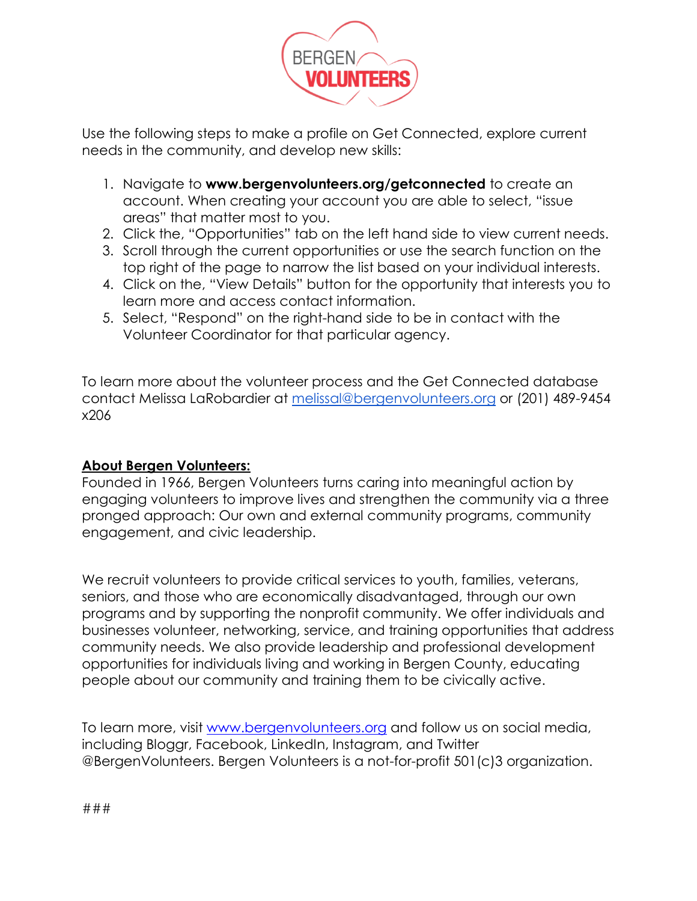Use the following steps to make a profile on Get Connected, explore current needs in the community, and develop new skills:

1. Navigate to **www.bergenvolunteers.org/getconnected** to create an account. When creating your account you are able to select, "issue areas" that matter most to you.
2. Click the, "Opportunities" tab on the left hand side to view current needs.
3. Scroll through the current opportunities or use the search function on the top right of the page to narrow the list based on your individual interests.
4. Click on the, "View Details" button for the opportunity that interests you to learn more and access contact information.
5. Select, "Respond" on the right-hand side to be in contact with the Volunteer Coordinator for that particular agency.

To learn more about the volunteer process and the Get Connected database contact Melissa LaRobardier at melissal@bergenvolunteers.org or (201) 489-9454 x206

**About Bergen Volunteers:**

Founded in 1966, Bergen Volunteers turns caring into meaningful action by engaging volunteers to improve lives and strengthen the community via a three pronged approach: Our own and external community programs, community engagement, and civic leadership.

We recruit volunteers to provide critical services to youth, families, veterans, seniors, and those who are economically disadvantaged, through our own programs and by supporting the nonprofit community. We offer individuals and businesses volunteer, networking, service, and training opportunities that address community needs. We also provide leadership and professional development opportunities for individuals living and working in Bergen County, educating people about our community and training them to be civically active.

To learn more, visit www.bergenvolunteers.org and follow us on social media, including Bloggr, Facebook, LinkedIn, Instagram, and Twitter @BergenVolunteers. Bergen Volunteers is a not-for-profit 501(c)3 organization.

###